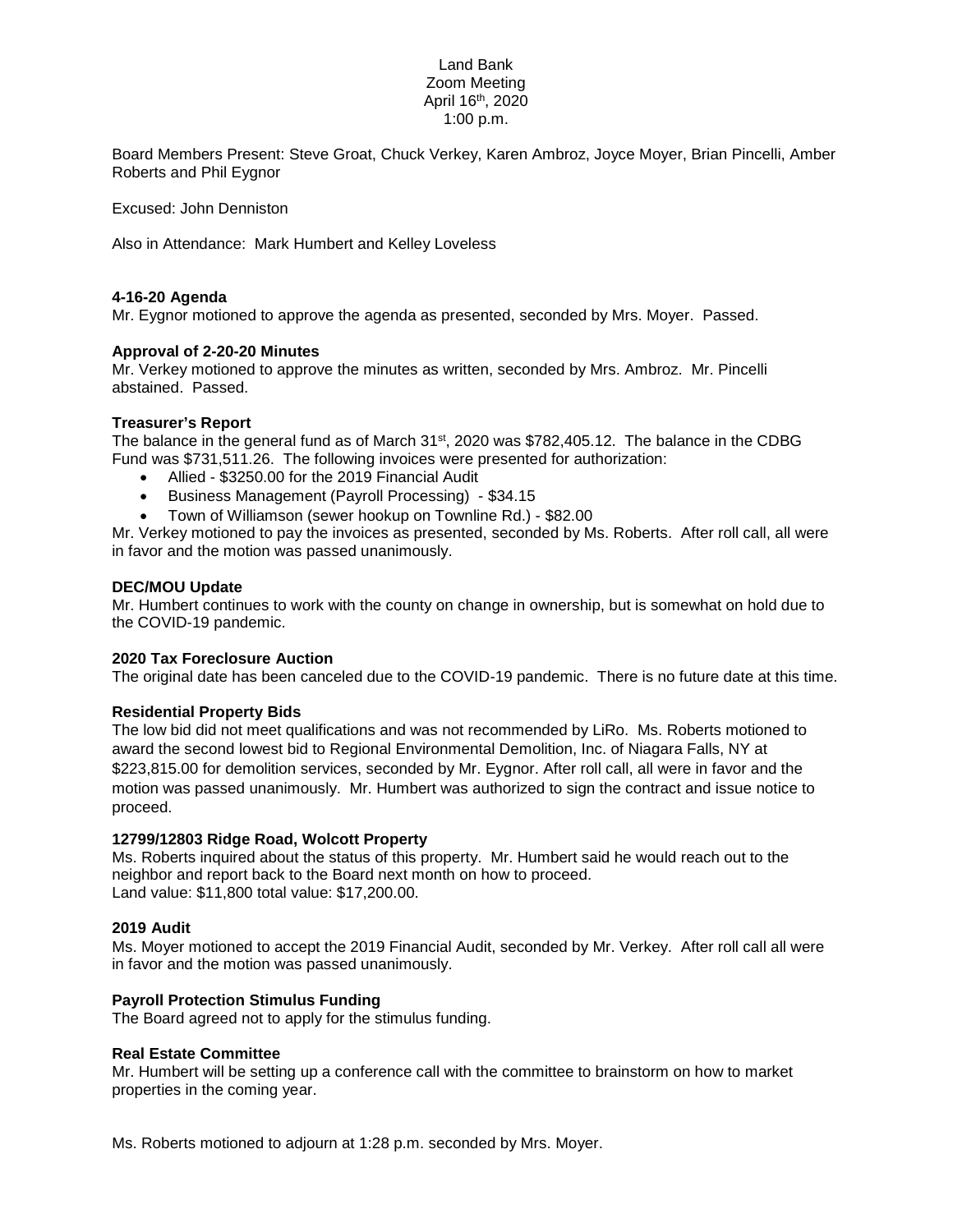Land Bank
Zoom Meeting
April 16th, 2020
1:00 p.m.

Board Members Present: Steve Groat, Chuck Verkey, Karen Ambroz, Joyce Moyer, Brian Pincelli, Amber Roberts and Phil Eygnor

Excused: John Denniston

Also in Attendance: Mark Humbert and Kelley Loveless

**4-16-20 Agenda**
Mr. Eygnor motioned to approve the agenda as presented, seconded by Mrs. Moyer. Passed.

**Approval of 2-20-20 Minutes**
Mr. Verkey motioned to approve the minutes as written, seconded by Mrs. Ambroz. Mr. Pincelli abstained. Passed.

**Treasurer's Report**
The balance in the general fund as of March 31st, 2020 was $782,405.12. The balance in the CDBG Fund was $731,511.26. The following invoices were presented for authorization:

- Allied - $3250.00 for the 2019 Financial Audit
- Business Management (Payroll Processing) - $34.15
- Town of Williamson (sewer hookup on Townline Rd.) - $82.00

Mr. Verkey motioned to pay the invoices as presented, seconded by Ms. Roberts. After roll call, all were in favor and the motion was passed unanimously.

**DEC/MOU Update**
Mr. Humbert continues to work with the county on change in ownership, but is somewhat on hold due to the COVID-19 pandemic.

**2020 Tax Foreclosure Auction**
The original date has been canceled due to the COVID-19 pandemic. There is no future date at this time.

**Residential Property Bids**
The low bid did not meet qualifications and was not recommended by LiRo. Ms. Roberts motioned to award the second lowest bid to Regional Environmental Demolition, Inc. of Niagara Falls, NY at $223,815.00 for demolition services, seconded by Mr. Eygnor. After roll call, all were in favor and the motion was passed unanimously. Mr. Humbert was authorized to sign the contract and issue notice to proceed.

**12799/12803 Ridge Road, Wolcott Property**
Ms. Roberts inquired about the status of this property. Mr. Humbert said he would reach out to the neighbor and report back to the Board next month on how to proceed.
Land value: $11,800 total value: $17,200.00.

**2019 Audit**
Ms. Moyer motioned to accept the 2019 Financial Audit, seconded by Mr. Verkey. After roll call all were in favor and the motion was passed unanimously.

**Payroll Protection Stimulus Funding**
The Board agreed not to apply for the stimulus funding.

**Real Estate Committee**
Mr. Humbert will be setting up a conference call with the committee to brainstorm on how to market properties in the coming year.

Ms. Roberts motioned to adjourn at 1:28 p.m. seconded by Mrs. Moyer.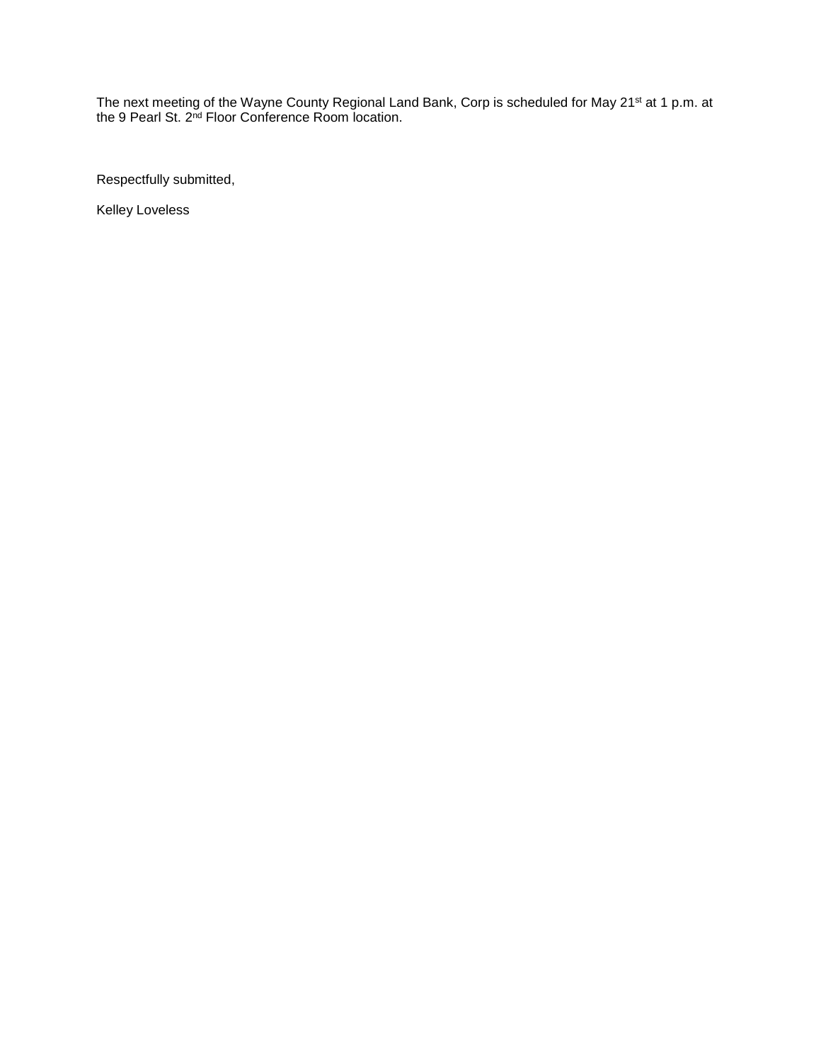The next meeting of the Wayne County Regional Land Bank, Corp is scheduled for May 21st at 1 p.m. at the 9 Pearl St. 2nd Floor Conference Room location.

Respectfully submitted,

Kelley Loveless